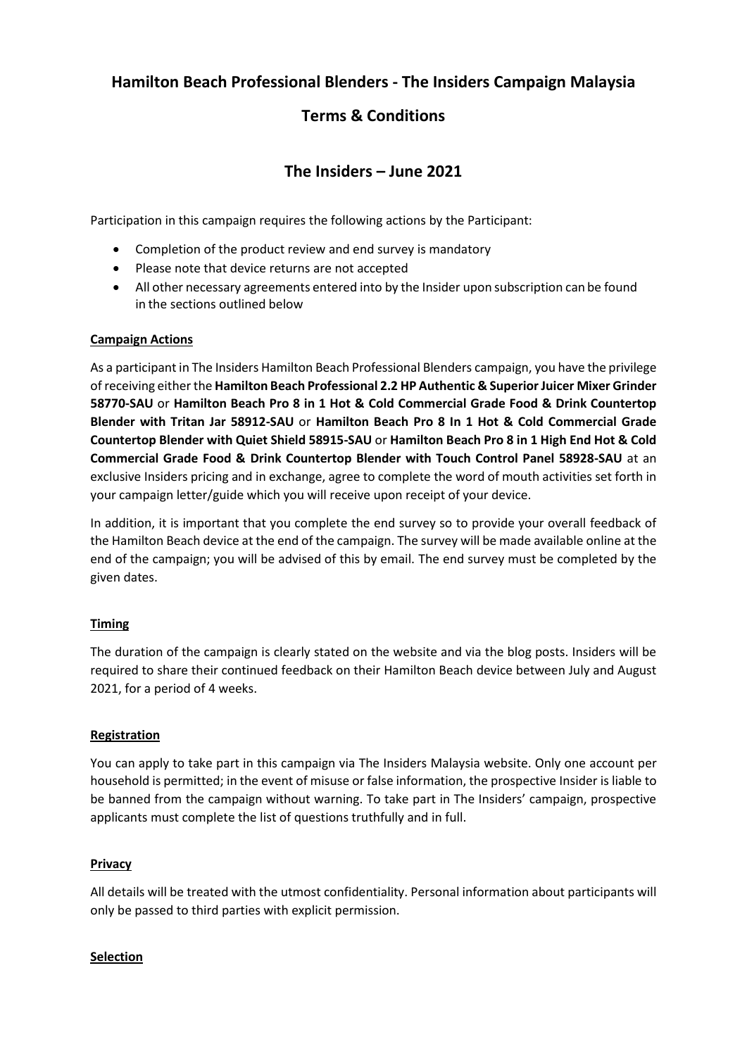# Hamilton Beach Professional Blenders - The Insiders Campaign Malaysia

## Terms & Conditions

## The Insiders – June 2021

Participation in this campaign requires the following actions by the Participant:

- Completion of the product review and end survey is mandatory
- Please note that device returns are not accepted
- All other necessary agreements entered into by the Insider upon subscription can be found in the sections outlined below

**Campaign Actions**

As a participant in The Insiders Hamilton Beach Professional Blenders campaign, you have the privilege of receiving either the **Hamilton Beach Professional 2.2 HP Authentic & Superior Juicer Mixer Grinder 58770-SAU** or **Hamilton Beach Pro 8 in 1 Hot & Cold Commercial Grade Food & Drink Countertop Blender with Tritan Jar 58912-SAU** or **Hamilton Beach Pro 8 In 1 Hot & Cold Commercial Grade Countertop Blender with Quiet Shield 58915-SAU** or **Hamilton Beach Pro 8 in 1 High End Hot & Cold Commercial Grade Food & Drink Countertop Blender with Touch Control Panel 58928-SAU** at an exclusive Insiders pricing and in exchange, agree to complete the word of mouth activities set forth in your campaign letter/guide which you will receive upon receipt of your device.

In addition, it is important that you complete the end survey so to provide your overall feedback of the Hamilton Beach device at the end of the campaign. The survey will be made available online at the end of the campaign; you will be advised of this by email. The end survey must be completed by the given dates.

**Timing**

The duration of the campaign is clearly stated on the website and via the blog posts. Insiders will be required to share their continued feedback on their Hamilton Beach device between July and August 2021, for a period of 4 weeks.

**Registration**

You can apply to take part in this campaign via The Insiders Malaysia website. Only one account per household is permitted; in the event of misuse or false information, the prospective Insider is liable to be banned from the campaign without warning. To take part in The Insiders' campaign, prospective applicants must complete the list of questions truthfully and in full.

**Privacy**

All details will be treated with the utmost confidentiality. Personal information about participants will only be passed to third parties with explicit permission.

**Selection**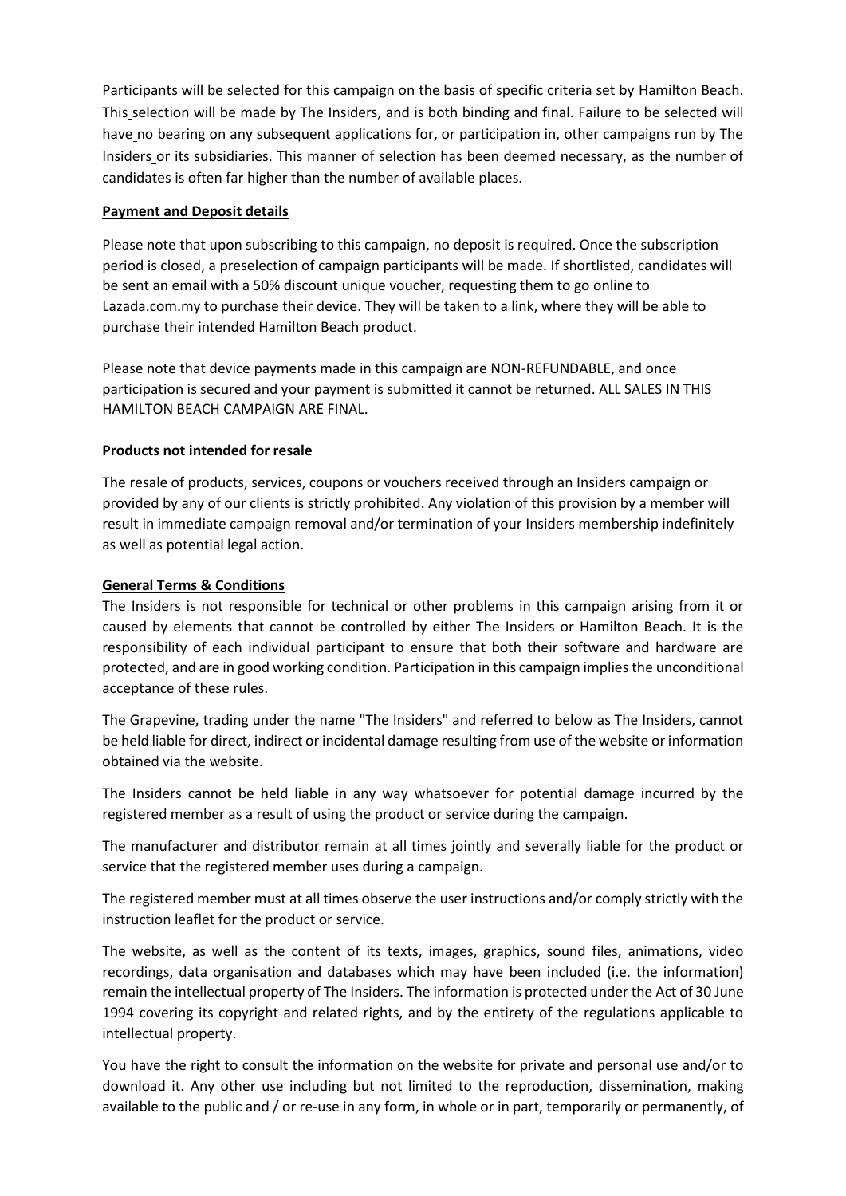Participants will be selected for this campaign on the basis of specific criteria set by Hamilton Beach. This selection will be made by The Insiders, and is both binding and final. Failure to be selected will have no bearing on any subsequent applications for, or participation in, other campaigns run by The Insiders or its subsidiaries. This manner of selection has been deemed necessary, as the number of candidates is often far higher than the number of available places.

**Payment and Deposit details**

Please note that upon subscribing to this campaign, no deposit is required. Once the subscription period is closed, a preselection of campaign participants will be made. If shortlisted, candidates will be sent an email with a 50% discount unique voucher, requesting them to go online to Lazada.com.my to purchase their device. They will be taken to a link, where they will be able to purchase their intended Hamilton Beach product.

Please note that device payments made in this campaign are NON-REFUNDABLE, and once participation is secured and your payment is submitted it cannot be returned. ALL SALES IN THIS HAMILTON BEACH CAMPAIGN ARE FINAL.

**Products not intended for resale**

The resale of products, services, coupons or vouchers received through an Insiders campaign or provided by any of our clients is strictly prohibited. Any violation of this provision by a member will result in immediate campaign removal and/or termination of your Insiders membership indefinitely as well as potential legal action.

**General Terms & Conditions**

The Insiders is not responsible for technical or other problems in this campaign arising from it or caused by elements that cannot be controlled by either The Insiders or Hamilton Beach. It is the responsibility of each individual participant to ensure that both their software and hardware are protected, and are in good working condition. Participation in this campaign implies the unconditional acceptance of these rules.

The Grapevine, trading under the name "The Insiders" and referred to below as The Insiders, cannot be held liable for direct, indirect or incidental damage resulting from use of the website or information obtained via the website.

The Insiders cannot be held liable in any way whatsoever for potential damage incurred by the registered member as a result of using the product or service during the campaign.

The manufacturer and distributor remain at all times jointly and severally liable for the product or service that the registered member uses during a campaign.

The registered member must at all times observe the user instructions and/or comply strictly with the instruction leaflet for the product or service.

The website, as well as the content of its texts, images, graphics, sound files, animations, video recordings, data organisation and databases which may have been included (i.e. the information) remain the intellectual property of The Insiders. The information is protected under the Act of 30 June 1994 covering its copyright and related rights, and by the entirety of the regulations applicable to intellectual property.

You have the right to consult the information on the website for private and personal use and/or to download it. Any other use including but not limited to the reproduction, dissemination, making available to the public and / or re-use in any form, in whole or in part, temporarily or permanently, of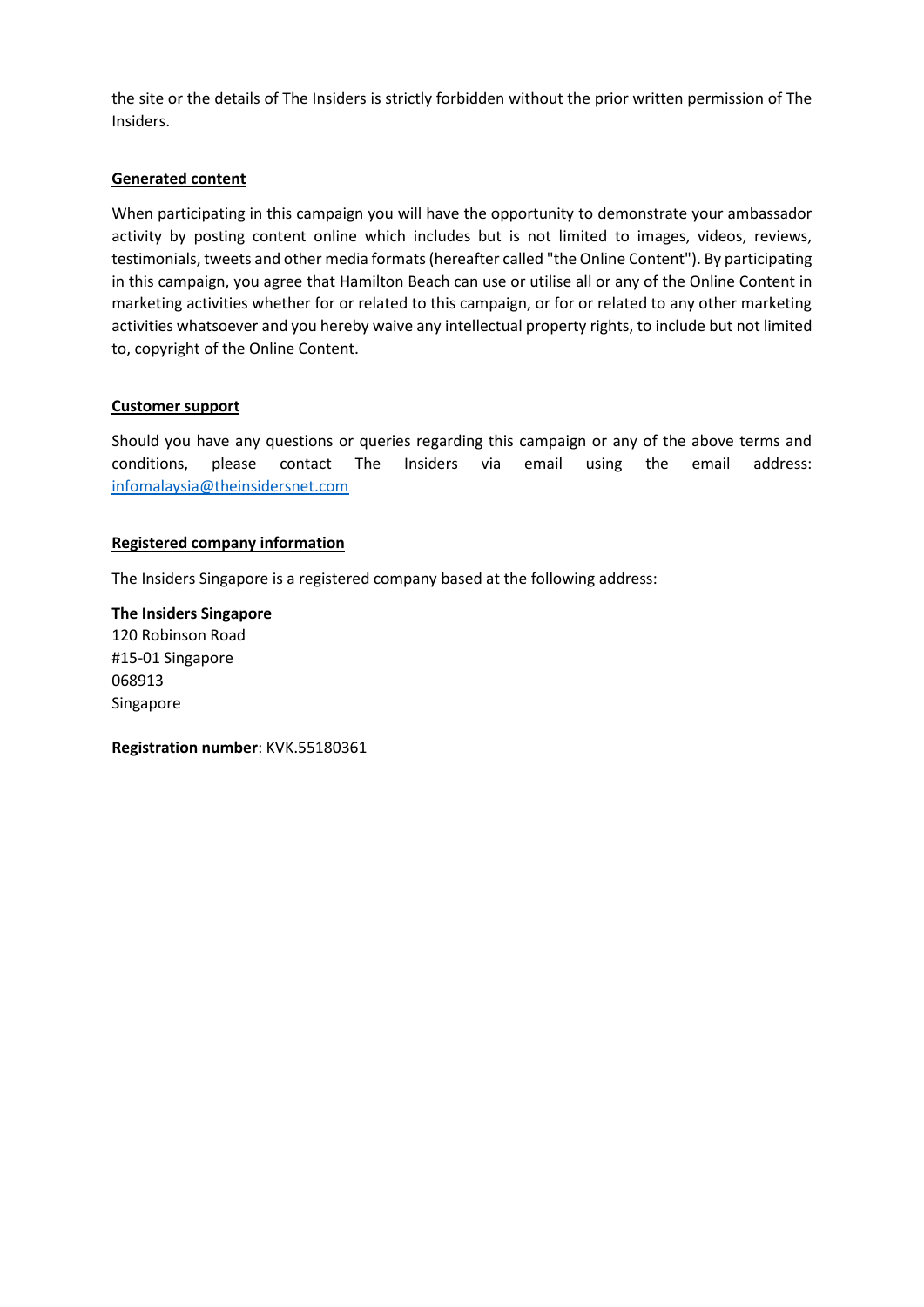the site or the details of The Insiders is strictly forbidden without the prior written permission of The Insiders.

**Generated content**

When participating in this campaign you will have the opportunity to demonstrate your ambassador activity by posting content online which includes but is not limited to images, videos, reviews, testimonials, tweets and other media formats (hereafter called "the Online Content"). By participating in this campaign, you agree that Hamilton Beach can use or utilise all or any of the Online Content in marketing activities whether for or related to this campaign, or for or related to any other marketing activities whatsoever and you hereby waive any intellectual property rights, to include but not limited to, copyright of the Online Content.

**Customer support**

Should you have any questions or queries regarding this campaign or any of the above terms and conditions, please contact The Insiders via email using the email address: infomalaysia@theinsidersnet.com

**Registered company information**

The Insiders Singapore is a registered company based at the following address:

**The Insiders Singapore**
120 Robinson Road
#15-01 Singapore
068913
Singapore

**Registration number**: KVK.55180361